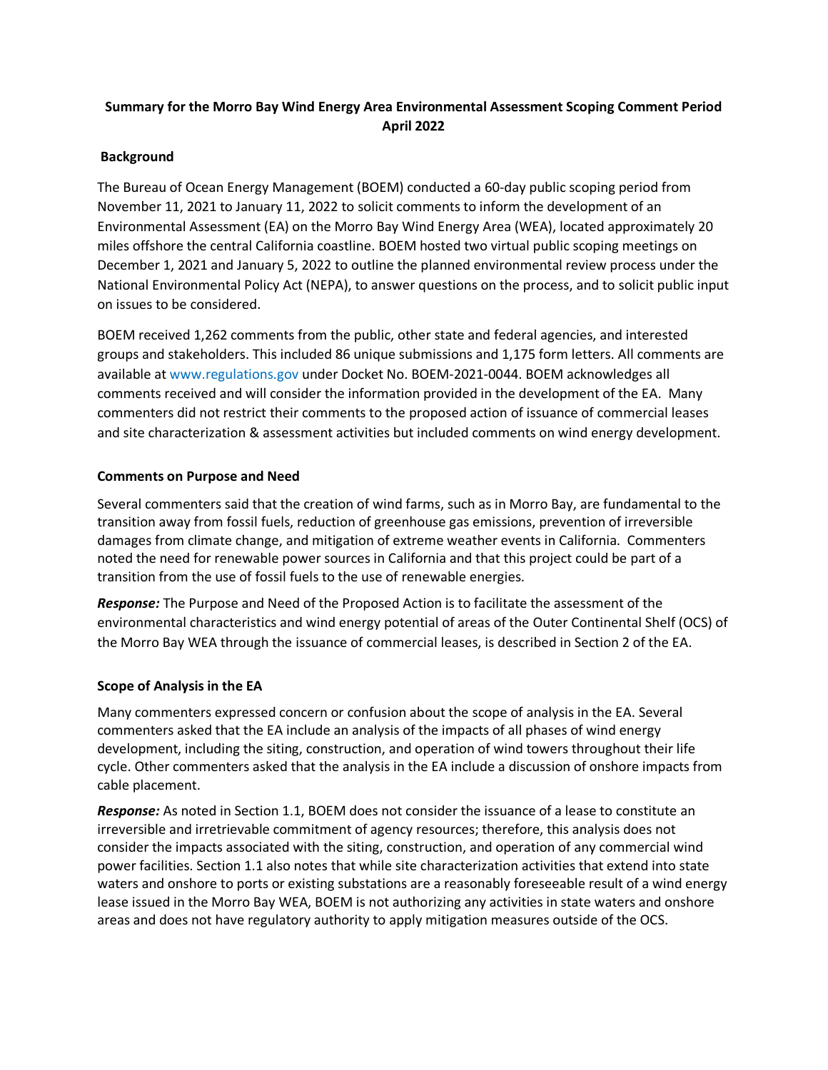**Summary for the Morro Bay Wind Energy Area Environmental Assessment Scoping Comment Period April 2022**

**Background**

The Bureau of Ocean Energy Management (BOEM) conducted a 60-day public scoping period from November 11, 2021 to January 11, 2022 to solicit comments to inform the development of an Environmental Assessment (EA) on the Morro Bay Wind Energy Area (WEA), located approximately 20 miles offshore the central California coastline. BOEM hosted two virtual public scoping meetings on December 1, 2021 and January 5, 2022 to outline the planned environmental review process under the National Environmental Policy Act (NEPA), to answer questions on the process, and to solicit public input on issues to be considered.

BOEM received 1,262 comments from the public, other state and federal agencies, and interested groups and stakeholders. This included 86 unique submissions and 1,175 form letters. All comments are available at www.regulations.gov under Docket No. BOEM-2021-0044. BOEM acknowledges all comments received and will consider the information provided in the development of the EA. Many commenters did not restrict their comments to the proposed action of issuance of commercial leases and site characterization & assessment activities but included comments on wind energy development.

**Comments on Purpose and Need**

Several commenters said that the creation of wind farms, such as in Morro Bay, are fundamental to the transition away from fossil fuels, reduction of greenhouse gas emissions, prevention of irreversible damages from climate change, and mitigation of extreme weather events in California. Commenters noted the need for renewable power sources in California and that this project could be part of a transition from the use of fossil fuels to the use of renewable energies.

***Response:*** The Purpose and Need of the Proposed Action is to facilitate the assessment of the environmental characteristics and wind energy potential of areas of the Outer Continental Shelf (OCS) of the Morro Bay WEA through the issuance of commercial leases, is described in Section 2 of the EA.

**Scope of Analysis in the EA**

Many commenters expressed concern or confusion about the scope of analysis in the EA. Several commenters asked that the EA include an analysis of the impacts of all phases of wind energy development, including the siting, construction, and operation of wind towers throughout their life cycle. Other commenters asked that the analysis in the EA include a discussion of onshore impacts from cable placement.

***Response:*** As noted in Section 1.1, BOEM does not consider the issuance of a lease to constitute an irreversible and irretrievable commitment of agency resources; therefore, this analysis does not consider the impacts associated with the siting, construction, and operation of any commercial wind power facilities. Section 1.1 also notes that while site characterization activities that extend into state waters and onshore to ports or existing substations are a reasonably foreseeable result of a wind energy lease issued in the Morro Bay WEA, BOEM is not authorizing any activities in state waters and onshore areas and does not have regulatory authority to apply mitigation measures outside of the OCS.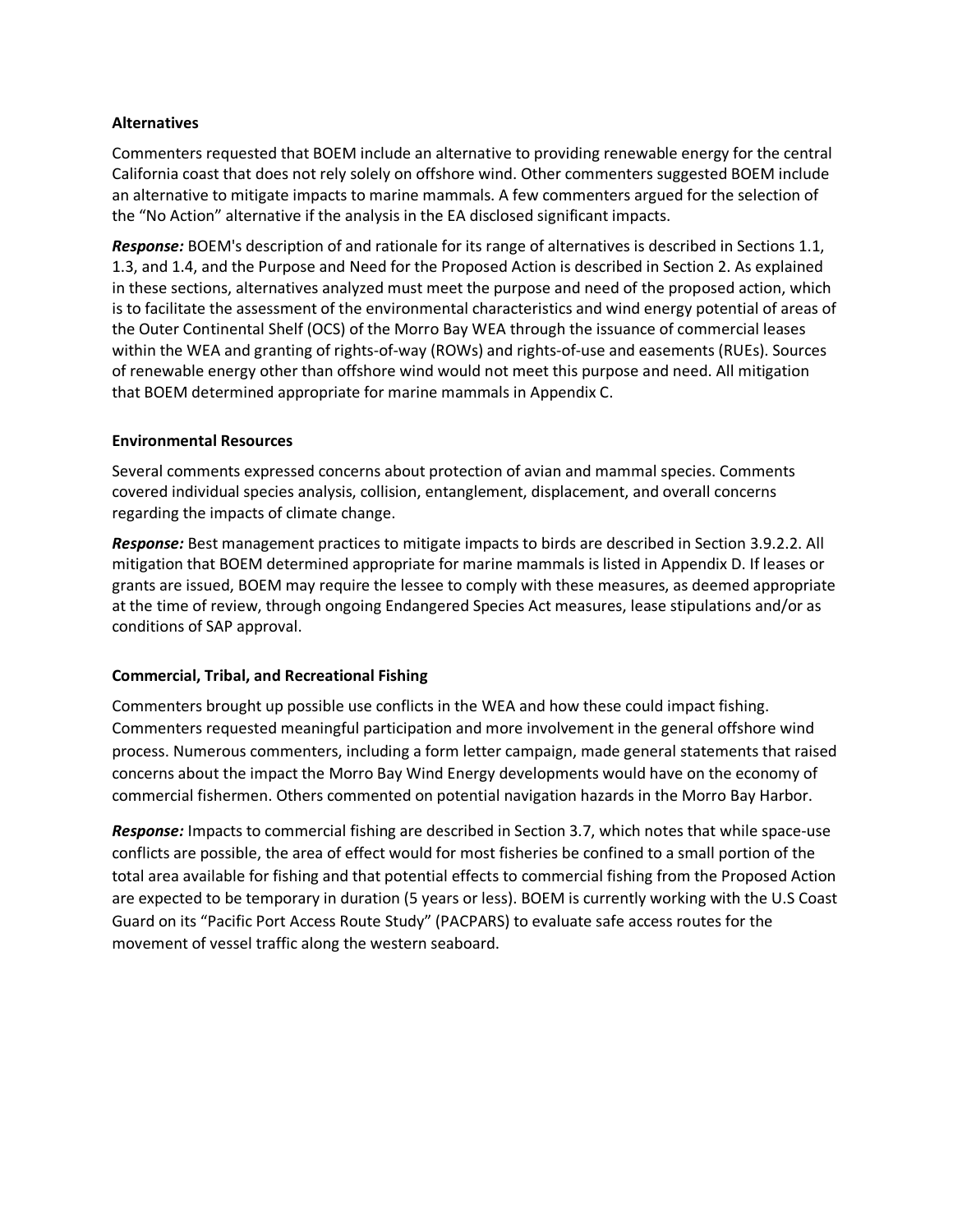**Alternatives**

Commenters requested that BOEM include an alternative to providing renewable energy for the central California coast that does not rely solely on offshore wind. Other commenters suggested BOEM include an alternative to mitigate impacts to marine mammals. A few commenters argued for the selection of the "No Action" alternative if the analysis in the EA disclosed significant impacts.

***Response:*** BOEM's description of and rationale for its range of alternatives is described in Sections 1.1, 1.3, and 1.4, and the Purpose and Need for the Proposed Action is described in Section 2. As explained in these sections, alternatives analyzed must meet the purpose and need of the proposed action, which is to facilitate the assessment of the environmental characteristics and wind energy potential of areas of the Outer Continental Shelf (OCS) of the Morro Bay WEA through the issuance of commercial leases within the WEA and granting of rights-of-way (ROWs) and rights-of-use and easements (RUEs). Sources of renewable energy other than offshore wind would not meet this purpose and need. All mitigation that BOEM determined appropriate for marine mammals in Appendix C.

**Environmental Resources**

Several comments expressed concerns about protection of avian and mammal species. Comments covered individual species analysis, collision, entanglement, displacement, and overall concerns regarding the impacts of climate change.

***Response:*** Best management practices to mitigate impacts to birds are described in Section 3.9.2.2. All mitigation that BOEM determined appropriate for marine mammals is listed in Appendix D. If leases or grants are issued, BOEM may require the lessee to comply with these measures, as deemed appropriate at the time of review, through ongoing Endangered Species Act measures, lease stipulations and/or as conditions of SAP approval.

**Commercial, Tribal, and Recreational Fishing**

Commenters brought up possible use conflicts in the WEA and how these could impact fishing. Commenters requested meaningful participation and more involvement in the general offshore wind process. Numerous commenters, including a form letter campaign, made general statements that raised concerns about the impact the Morro Bay Wind Energy developments would have on the economy of commercial fishermen. Others commented on potential navigation hazards in the Morro Bay Harbor.

***Response:*** Impacts to commercial fishing are described in Section 3.7, which notes that while space-use conflicts are possible, the area of effect would for most fisheries be confined to a small portion of the total area available for fishing and that potential effects to commercial fishing from the Proposed Action are expected to be temporary in duration (5 years or less). BOEM is currently working with the U.S Coast Guard on its "Pacific Port Access Route Study" (PACPARS) to evaluate safe access routes for the movement of vessel traffic along the western seaboard.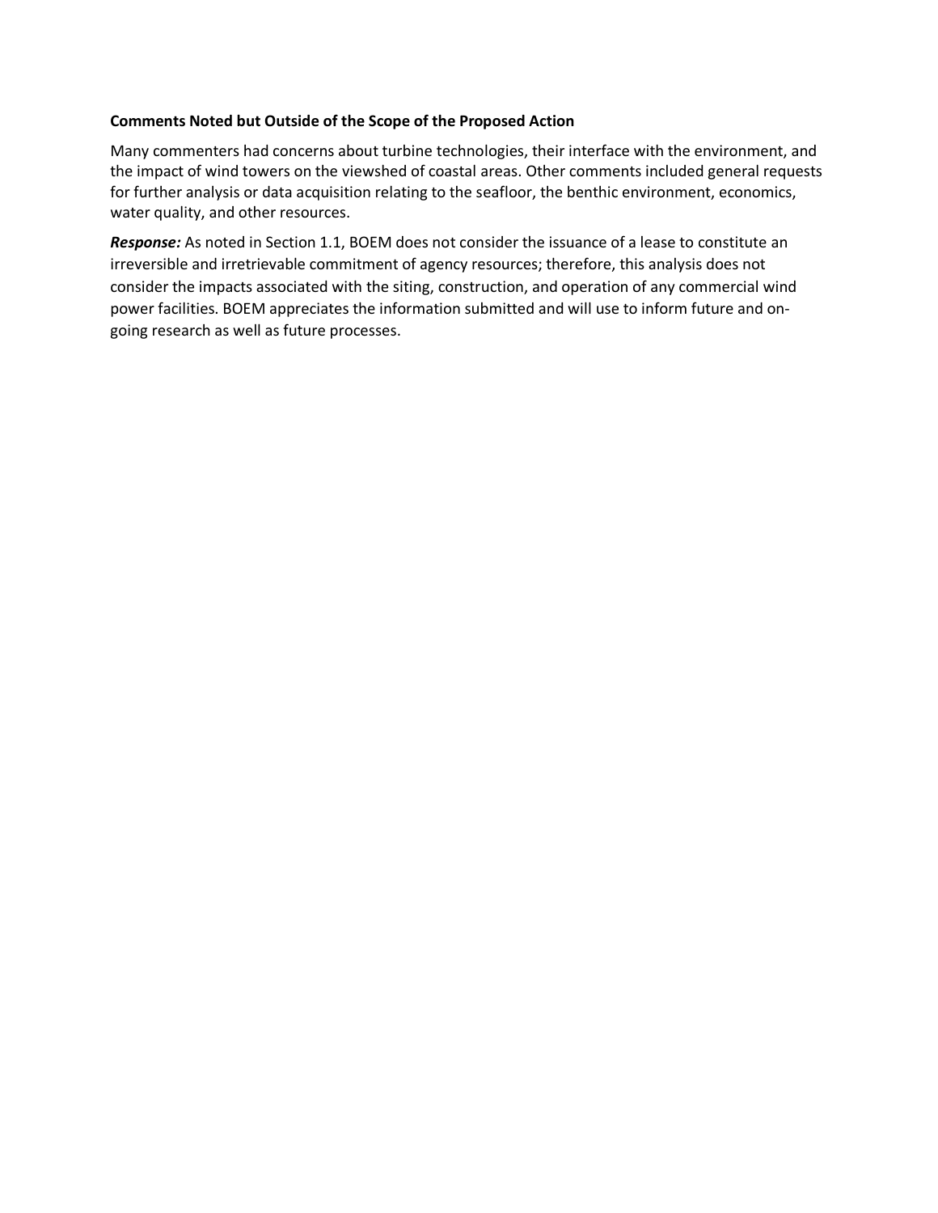**Comments Noted but Outside of the Scope of the Proposed Action**

Many commenters had concerns about turbine technologies, their interface with the environment, and the impact of wind towers on the viewshed of coastal areas. Other comments included general requests for further analysis or data acquisition relating to the seafloor, the benthic environment, economics, water quality, and other resources.

***Response:*** As noted in Section 1.1, BOEM does not consider the issuance of a lease to constitute an irreversible and irretrievable commitment of agency resources; therefore, this analysis does not consider the impacts associated with the siting, construction, and operation of any commercial wind power facilities. BOEM appreciates the information submitted and will use to inform future and on-going research as well as future processes.